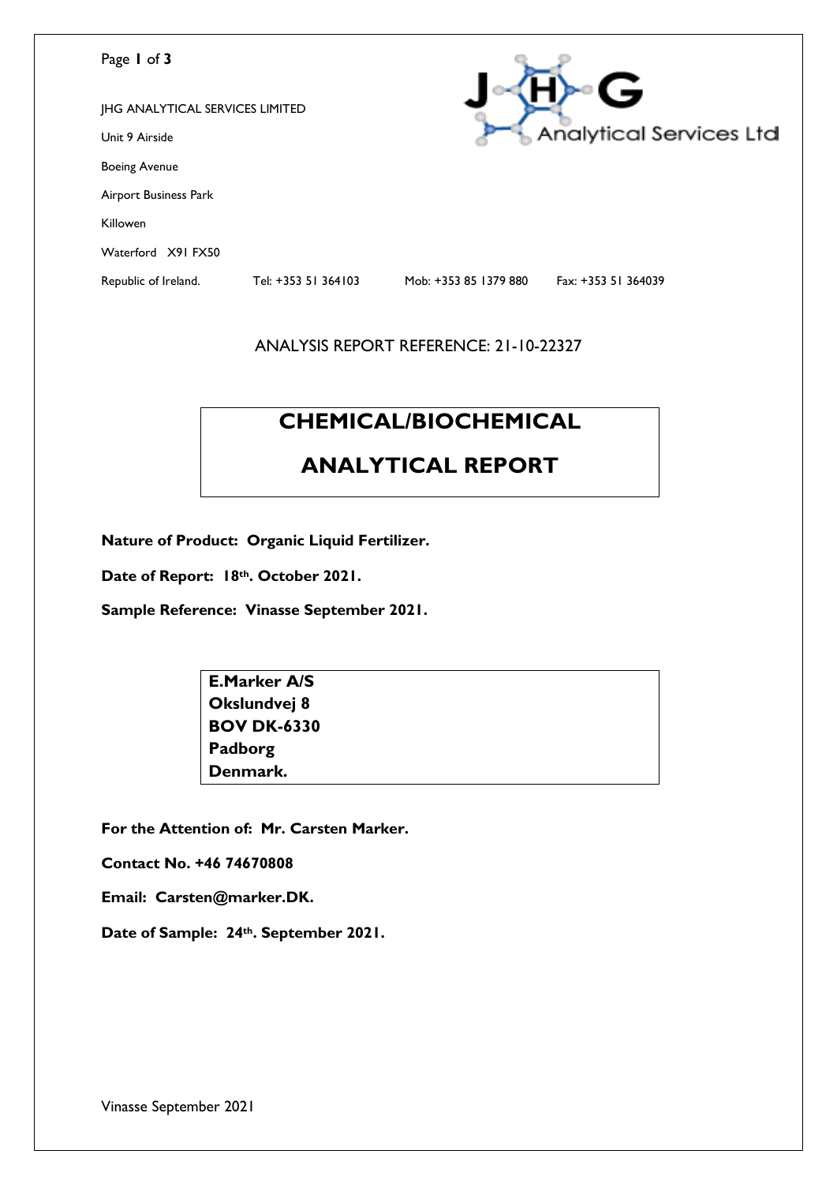JHG ANALYTICAL SERVICES LIMITED

Unit 9 Airside

Boeing Avenue

Airport Business Park

Killowen

Waterford X91 FX50

Republic of Ireland. Tel: +353 51 364103 Mob: +353 85 1379 880 Fax: +353 51 364039

ANALYSIS REPORT REFERENCE: 21-10-22327

# CHEMICAL/BIOCHEMICAL ANALYTICAL REPORT

**Nature of Product: Organic Liquid Fertilizer.**

**Date of Report: 18th. October 2021.**

**Sample Reference: Vinasse September 2021.**

**E.Marker A/S**
**Okslundvej 8**
**BOV DK-6330**
**Padborg**
**Denmark.**

**For the Attention of: Mr. Carsten Marker.**

**Contact No. +46 74670808**

**Email: Carsten@marker.DK.**

**Date of Sample: 24th. September 2021.**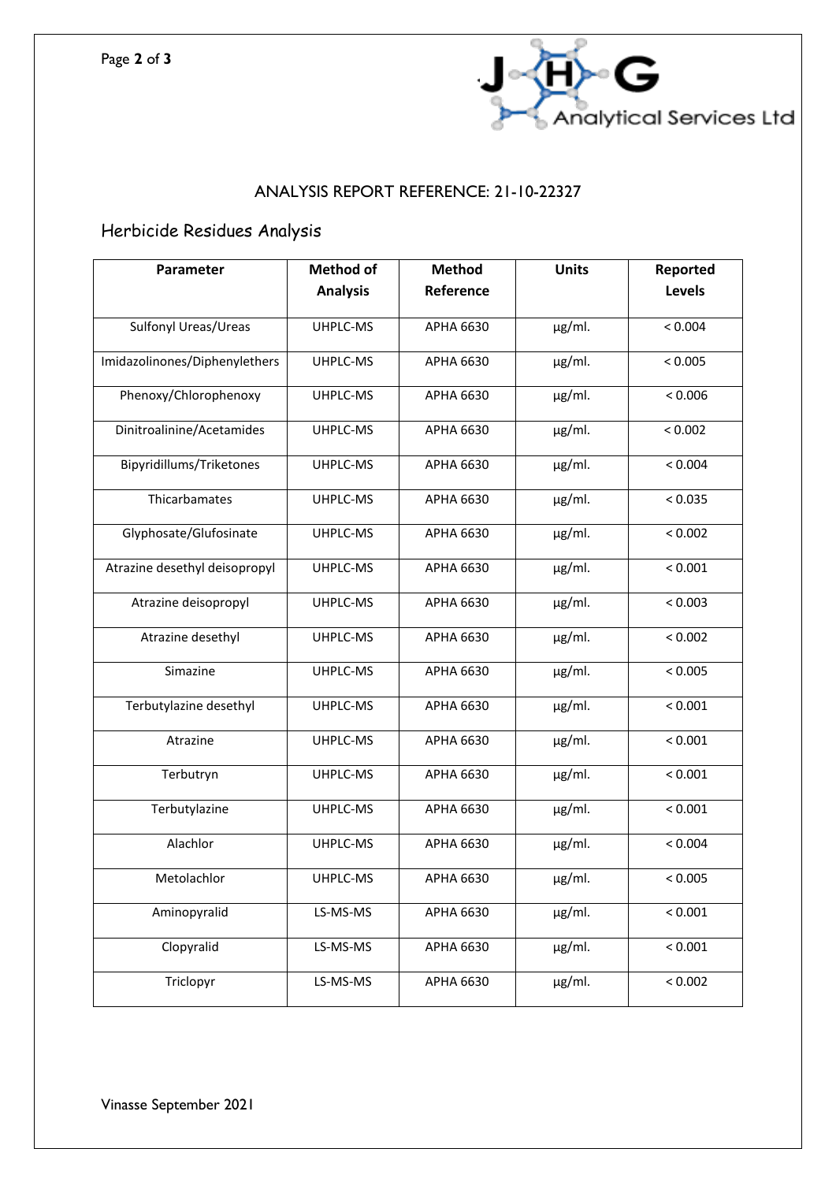## ANALYSIS REPORT REFERENCE: 21-10-22327

### Herbicide Residues Analysis

| Parameter | Method of Analysis | Method Reference | Units | Reported Levels |
|---|---|---|---|---|
| Sulfonyl Ureas/Ureas | UHPLC-MS | APHA 6630 | µg/ml. | < 0.004 |
| Imidazolinones/Diphenylethers | UHPLC-MS | APHA 6630 | µg/ml. | < 0.005 |
| Phenoxy/Chlorophenoxy | UHPLC-MS | APHA 6630 | µg/ml. | < 0.006 |
| Dinitroalinine/Acetamides | UHPLC-MS | APHA 6630 | µg/ml. | < 0.002 |
| Bipyridillums/Triketones | UHPLC-MS | APHA 6630 | µg/ml. | < 0.004 |
| Thicarbamates | UHPLC-MS | APHA 6630 | µg/ml. | < 0.035 |
| Glyphosate/Glufosinate | UHPLC-MS | APHA 6630 | µg/ml. | < 0.002 |
| Atrazine desethyl deisopropyl | UHPLC-MS | APHA 6630 | µg/ml. | < 0.001 |
| Atrazine deisopropyl | UHPLC-MS | APHA 6630 | µg/ml. | < 0.003 |
| Atrazine desethyl | UHPLC-MS | APHA 6630 | µg/ml. | < 0.002 |
| Simazine | UHPLC-MS | APHA 6630 | µg/ml. | < 0.005 |
| Terbutylazine desethyl | UHPLC-MS | APHA 6630 | µg/ml. | < 0.001 |
| Atrazine | UHPLC-MS | APHA 6630 | µg/ml. | < 0.001 |
| Terbutryn | UHPLC-MS | APHA 6630 | µg/ml. | < 0.001 |
| Terbutylazine | UHPLC-MS | APHA 6630 | µg/ml. | < 0.001 |
| Alachlor | UHPLC-MS | APHA 6630 | µg/ml. | < 0.004 |
| Metolachlor | UHPLC-MS | APHA 6630 | µg/ml. | < 0.005 |
| Aminopyralid | LS-MS-MS | APHA 6630 | µg/ml. | < 0.001 |
| Clopyralid | LS-MS-MS | APHA 6630 | µg/ml. | < 0.001 |
| Triclopyr | LS-MS-MS | APHA 6630 | µg/ml. | < 0.002 |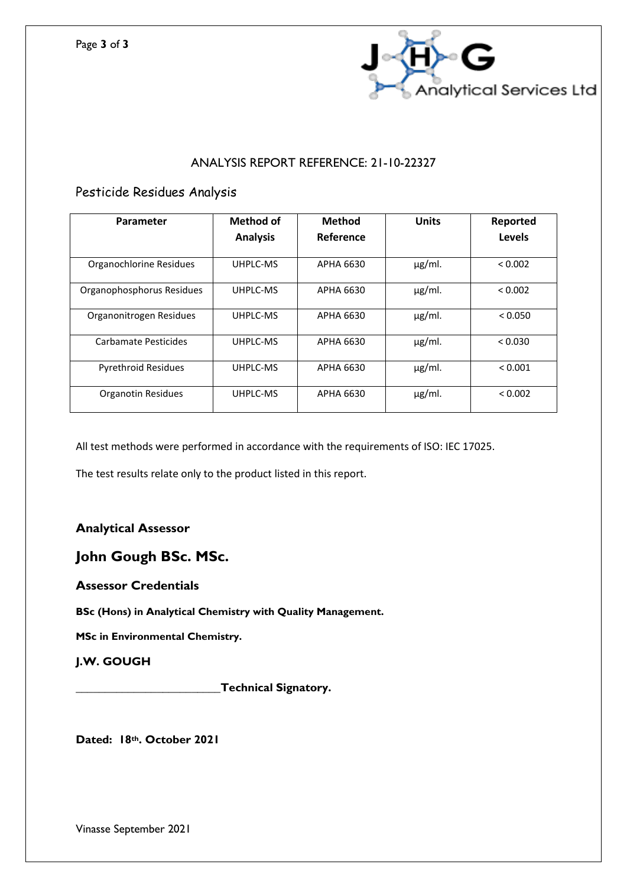## ANALYSIS REPORT REFERENCE: 21-10-22327

### Pesticide Residues Analysis

| Parameter | Method of Analysis | Method Reference | Units | Reported Levels |
| --- | --- | --- | --- | --- |
| Organochlorine Residues | UHPLC-MS | APHA 6630 | µg/ml. | < 0.002 |
| Organophosphorus Residues | UHPLC-MS | APHA 6630 | µg/ml. | < 0.002 |
| Organonitrogen Residues | UHPLC-MS | APHA 6630 | µg/ml. | < 0.050 |
| Carbamate Pesticides | UHPLC-MS | APHA 6630 | µg/ml. | < 0.030 |
| Pyrethroid Residues | UHPLC-MS | APHA 6630 | µg/ml. | < 0.001 |
| Organotin Residues | UHPLC-MS | APHA 6630 | µg/ml. | < 0.002 |

All test methods were performed in accordance with the requirements of ISO: IEC 17025.

The test results relate only to the product listed in this report.

**Analytical Assessor**

**John Gough BSc. MSc.**

**Assessor Credentials**

**BSc (Hons) in Analytical Chemistry with Quality Management.**

**MSc in Environmental Chemistry.**

**J.W. GOUGH**

________________________**Technical Signatory.**

**Dated: 18th. October 2021**

Vinasse September 2021